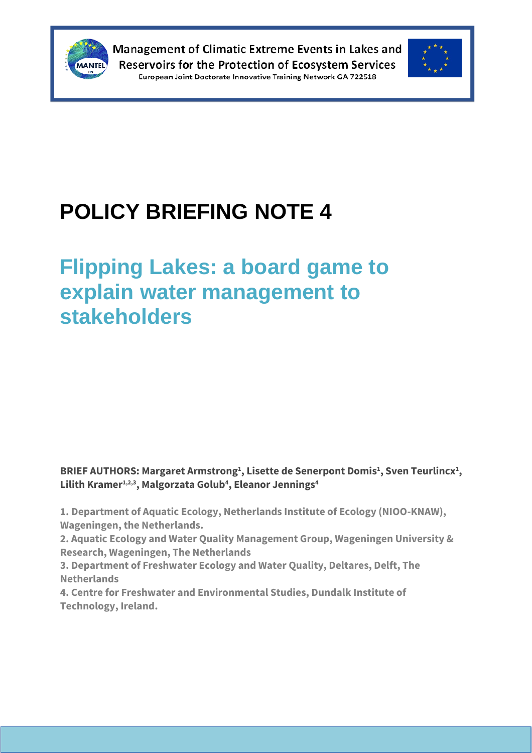Management of Climatic Extreme Events in Lakes and Reservoirs for the Protection of Ecosystem Services

European Joint Doctorate Innovative Training Network GA 722518

# POLICY BRIEFING NOTE 4

## Flipping Lakes: a board game to explain water management to stakeholders

**BRIEF AUTHORS: Margaret Armstrong[1], Lisette de Senerpont Domis[1], Sven Teurlincx[1], Lilith Kramer[1,2,3], Malgorzata Golub[4], Eleanor Jennings[4]**

**1. Department of Aquatic Ecology, Netherlands Institute of Ecology (NIOO-KNAW), Wageningen, the Netherlands.**

**2. Aquatic Ecology and Water Quality Management Group, Wageningen University & Research, Wageningen, The Netherlands**

**3. Department of Freshwater Ecology and Water Quality, Deltares, Delft, The Netherlands**

**4. Centre for Freshwater and Environmental Studies, Dundalk Institute of Technology, Ireland.**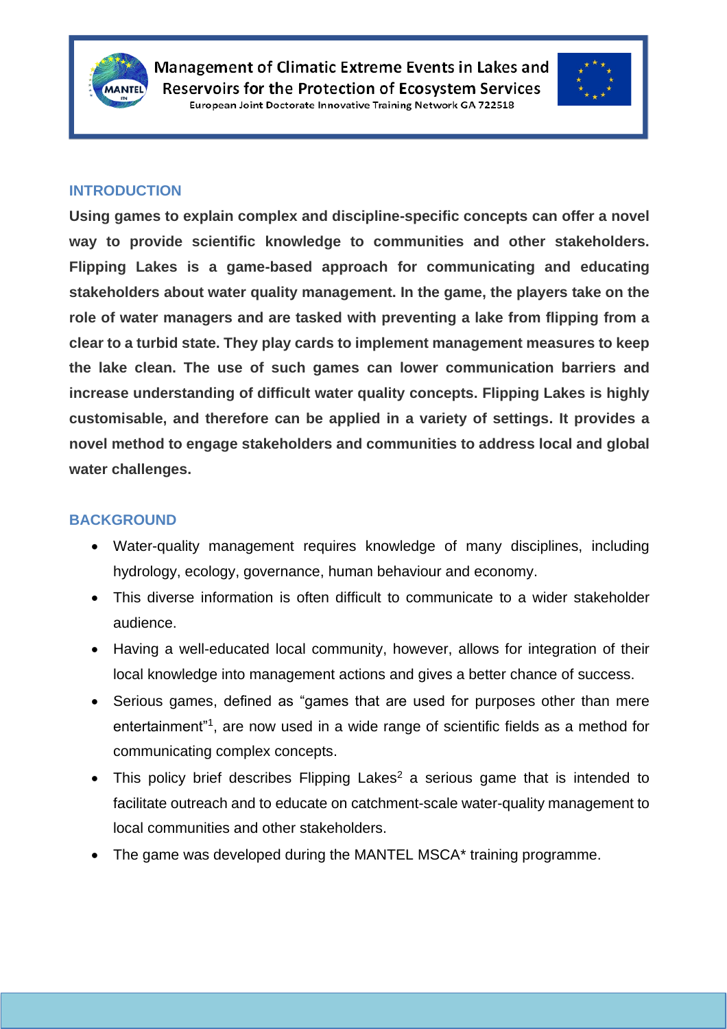## INTRODUCTION

**Using games to explain complex and discipline-specific concepts can offer a novel way to provide scientific knowledge to communities and other stakeholders. Flipping Lakes is a game-based approach for communicating and educating stakeholders about water quality management. In the game, the players take on the role of water managers and are tasked with preventing a lake from flipping from a clear to a turbid state. They play cards to implement management measures to keep the lake clean. The use of such games can lower communication barriers and increase understanding of difficult water quality concepts. Flipping Lakes is highly customisable, and therefore can be applied in a variety of settings. It provides a novel method to engage stakeholders and communities to address local and global water challenges.**

## BACKGROUND

- Water-quality management requires knowledge of many disciplines, including hydrology, ecology, governance, human behaviour and economy.
- This diverse information is often difficult to communicate to a wider stakeholder audience.
- Having a well-educated local community, however, allows for integration of their local knowledge into management actions and gives a better chance of success.
- Serious games, defined as "games that are used for purposes other than mere entertainment"[1], are now used in a wide range of scientific fields as a method for communicating complex concepts.
- This policy brief describes Flipping Lakes[2] a serious game that is intended to facilitate outreach and to educate on catchment-scale water-quality management to local communities and other stakeholders.
- The game was developed during the MANTEL MSCA* training programme.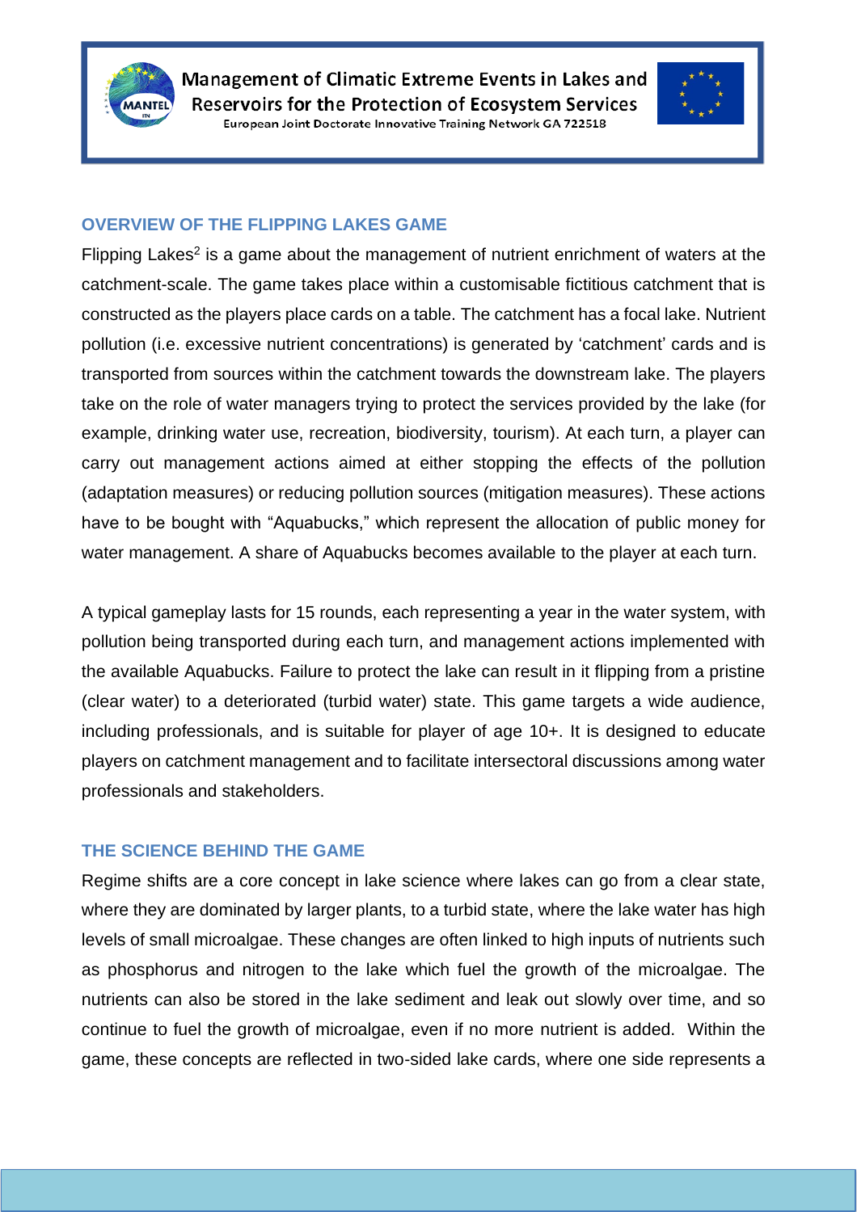## OVERVIEW OF THE FLIPPING LAKES GAME

Flipping Lakes[2] is a game about the management of nutrient enrichment of waters at the catchment-scale. The game takes place within a customisable fictitious catchment that is constructed as the players place cards on a table. The catchment has a focal lake. Nutrient pollution (i.e. excessive nutrient concentrations) is generated by 'catchment' cards and is transported from sources within the catchment towards the downstream lake. The players take on the role of water managers trying to protect the services provided by the lake (for example, drinking water use, recreation, biodiversity, tourism). At each turn, a player can carry out management actions aimed at either stopping the effects of the pollution (adaptation measures) or reducing pollution sources (mitigation measures). These actions have to be bought with "Aquabucks," which represent the allocation of public money for water management. A share of Aquabucks becomes available to the player at each turn.

A typical gameplay lasts for 15 rounds, each representing a year in the water system, with pollution being transported during each turn, and management actions implemented with the available Aquabucks. Failure to protect the lake can result in it flipping from a pristine (clear water) to a deteriorated (turbid water) state. This game targets a wide audience, including professionals, and is suitable for player of age 10+. It is designed to educate players on catchment management and to facilitate intersectoral discussions among water professionals and stakeholders.

## THE SCIENCE BEHIND THE GAME

Regime shifts are a core concept in lake science where lakes can go from a clear state, where they are dominated by larger plants, to a turbid state, where the lake water has high levels of small microalgae. These changes are often linked to high inputs of nutrients such as phosphorus and nitrogen to the lake which fuel the growth of the microalgae. The nutrients can also be stored in the lake sediment and leak out slowly over time, and so continue to fuel the growth of microalgae, even if no more nutrient is added. Within the game, these concepts are reflected in two-sided lake cards, where one side represents a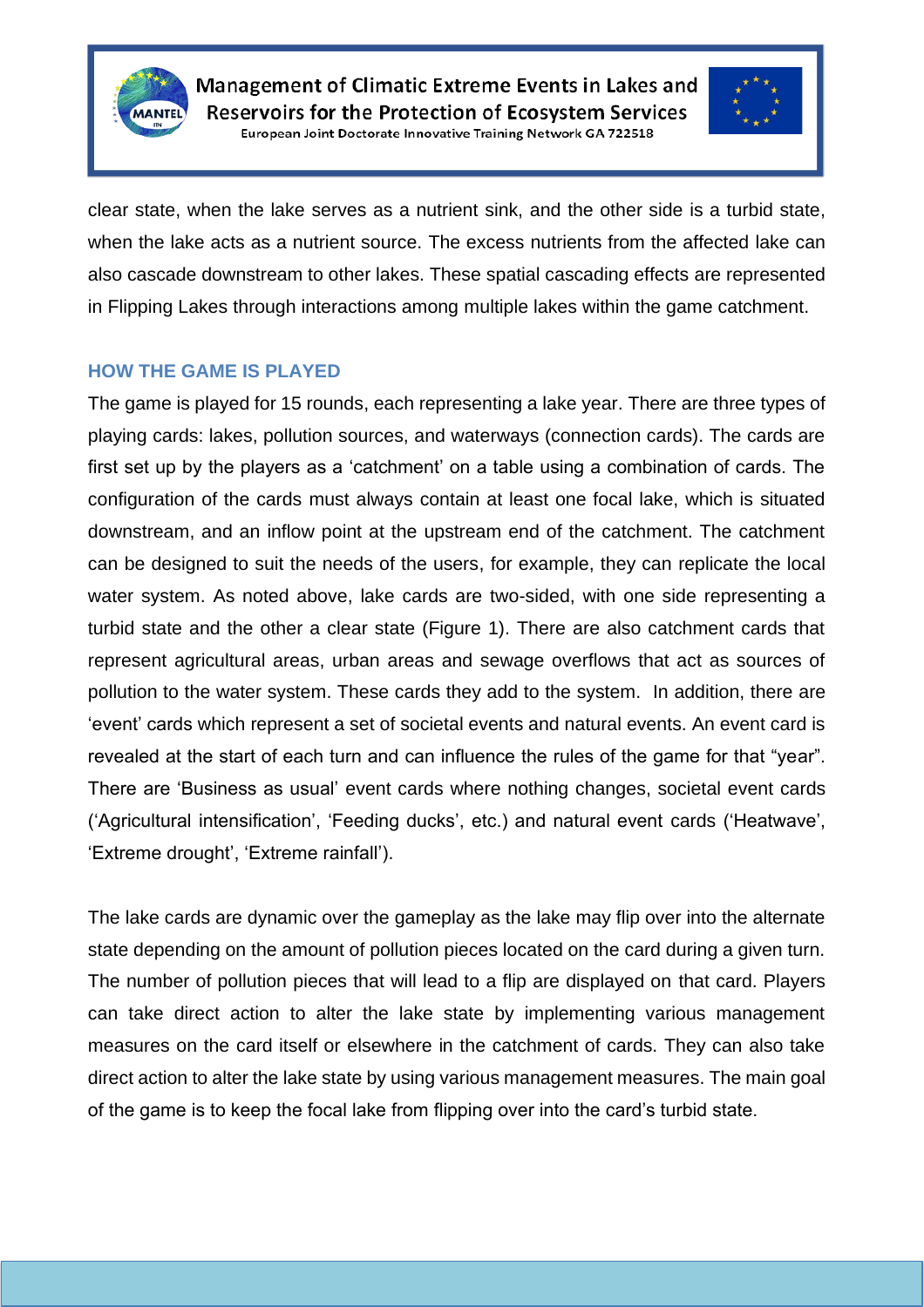clear state, when the lake serves as a nutrient sink, and the other side is a turbid state, when the lake acts as a nutrient source. The excess nutrients from the affected lake can also cascade downstream to other lakes. These spatial cascading effects are represented in Flipping Lakes through interactions among multiple lakes within the game catchment.

## HOW THE GAME IS PLAYED

The game is played for 15 rounds, each representing a lake year. There are three types of playing cards: lakes, pollution sources, and waterways (connection cards). The cards are first set up by the players as a 'catchment' on a table using a combination of cards. The configuration of the cards must always contain at least one focal lake, which is situated downstream, and an inflow point at the upstream end of the catchment. The catchment can be designed to suit the needs of the users, for example, they can replicate the local water system. As noted above, lake cards are two-sided, with one side representing a turbid state and the other a clear state (Figure 1). There are also catchment cards that represent agricultural areas, urban areas and sewage overflows that act as sources of pollution to the water system. These cards they add to the system. In addition, there are 'event' cards which represent a set of societal events and natural events. An event card is revealed at the start of each turn and can influence the rules of the game for that "year". There are 'Business as usual' event cards where nothing changes, societal event cards ('Agricultural intensification', 'Feeding ducks', etc.) and natural event cards ('Heatwave', 'Extreme drought', 'Extreme rainfall').

The lake cards are dynamic over the gameplay as the lake may flip over into the alternate state depending on the amount of pollution pieces located on the card during a given turn. The number of pollution pieces that will lead to a flip are displayed on that card. Players can take direct action to alter the lake state by implementing various management measures on the card itself or elsewhere in the catchment of cards. They can also take direct action to alter the lake state by using various management measures. The main goal of the game is to keep the focal lake from flipping over into the card's turbid state.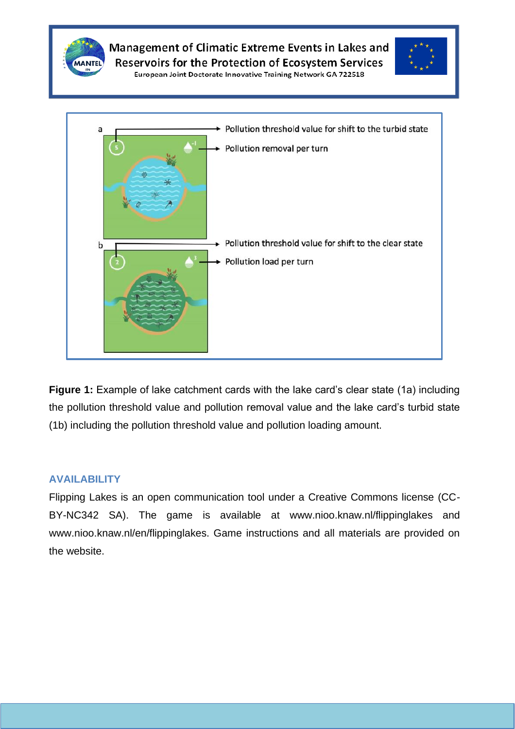a → Pollution threshold value for shift to the turbid state

→ Pollution removal per turn

b → Pollution threshold value for shift to the clear state

→ Pollution load per turn

**Figure 1:** Example of lake catchment cards with the lake card's clear state (1a) including the pollution threshold value and pollution removal value and the lake card's turbid state (1b) including the pollution threshold value and pollution loading amount.

## AVAILABILITY

Flipping Lakes is an open communication tool under a Creative Commons license (CC-BY-NC342 SA). The game is available at www.nioo.knaw.nl/flippinglakes and www.nioo.knaw.nl/en/flippinglakes. Game instructions and all materials are provided on the website.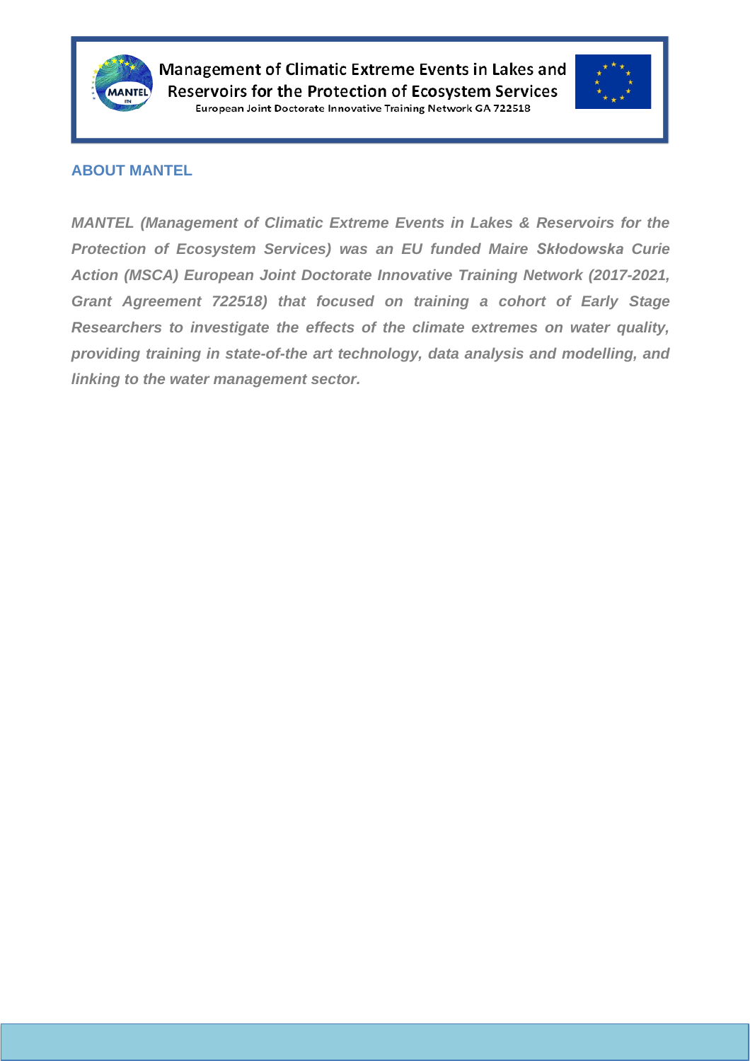## ABOUT MANTEL

***MANTEL (Management of Climatic Extreme Events in Lakes & Reservoirs for the Protection of Ecosystem Services) was an EU funded Maire Skłodowska Curie Action (MSCA) European Joint Doctorate Innovative Training Network (2017-2021, Grant Agreement 722518) that focused on training a cohort of Early Stage Researchers to investigate the effects of the climate extremes on water quality, providing training in state-of-the art technology, data analysis and modelling, and linking to the water management sector.***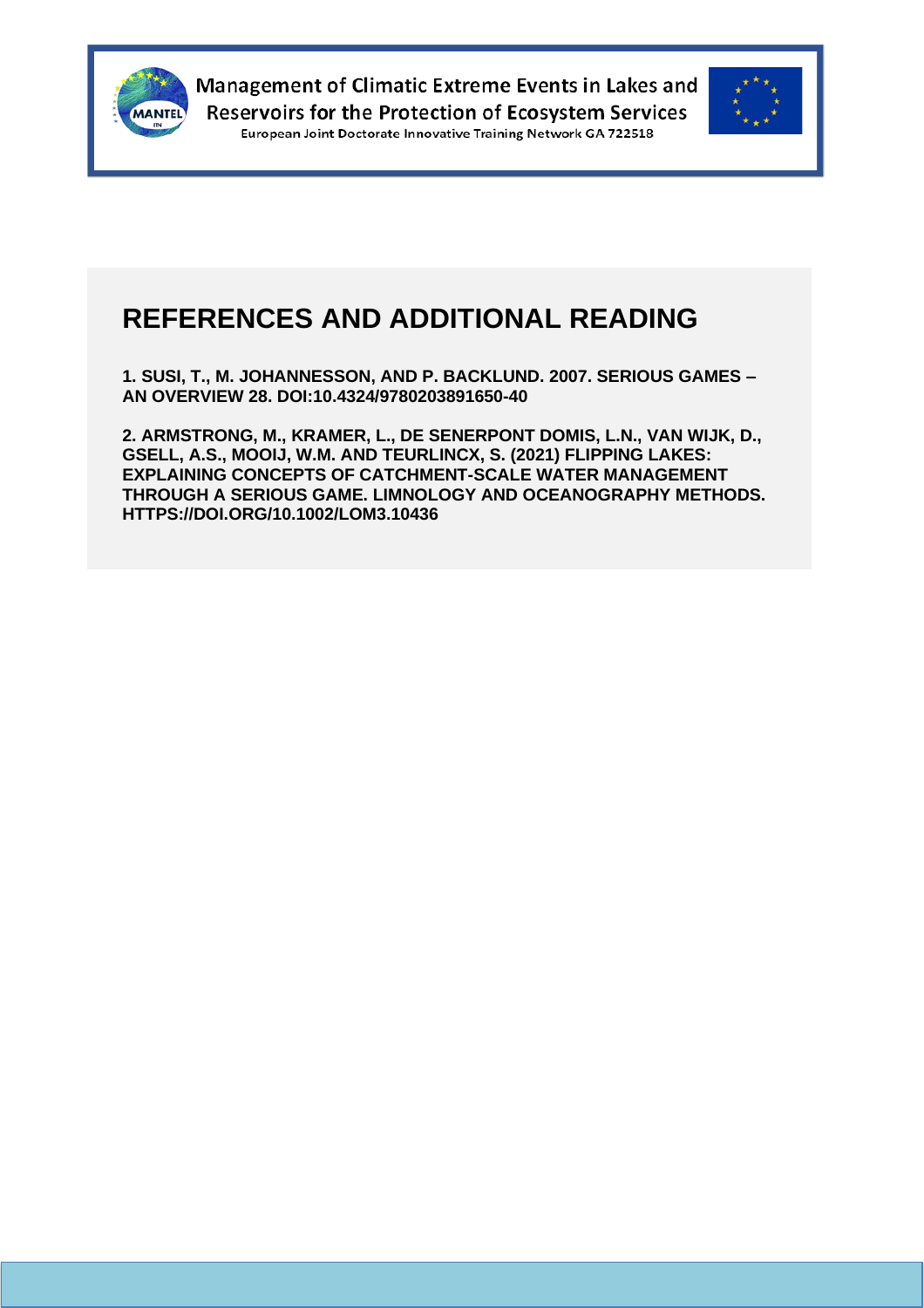# REFERENCES AND ADDITIONAL READING

**1. SUSI, T., M. JOHANNESSON, AND P. BACKLUND. 2007. SERIOUS GAMES – AN OVERVIEW 28. DOI:10.4324/9780203891650-40**

**2. ARMSTRONG, M., KRAMER, L., DE SENERPONT DOMIS, L.N., VAN WIJK, D., GSELL, A.S., MOOIJ, W.M. AND TEURLINCX, S. (2021) FLIPPING LAKES: EXPLAINING CONCEPTS OF CATCHMENT-SCALE WATER MANAGEMENT THROUGH A SERIOUS GAME. LIMNOLOGY AND OCEANOGRAPHY METHODS. HTTPS://DOI.ORG/10.1002/LOM3.10436**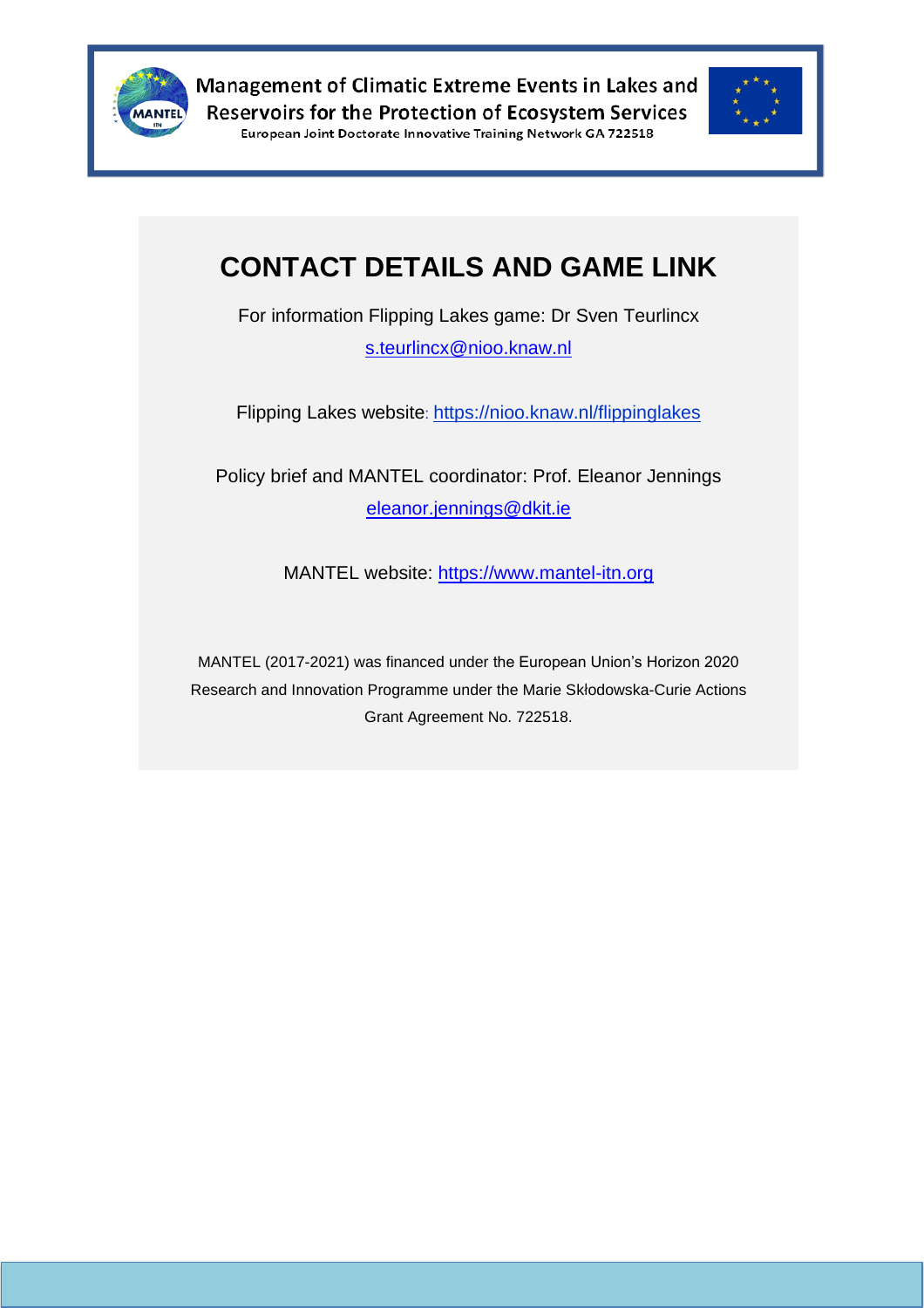# CONTACT DETAILS AND GAME LINK

For information Flipping Lakes game: Dr Sven Teurlincx

s.teurlincx@nioo.knaw.nl

Flipping Lakes website: https://nioo.knaw.nl/flippinglakes

Policy brief and MANTEL coordinator: Prof. Eleanor Jennings

eleanor.jennings@dkit.ie

MANTEL website: https://www.mantel-itn.org

MANTEL (2017-2021) was financed under the European Union's Horizon 2020 Research and Innovation Programme under the Marie Skłodowska-Curie Actions Grant Agreement No. 722518.